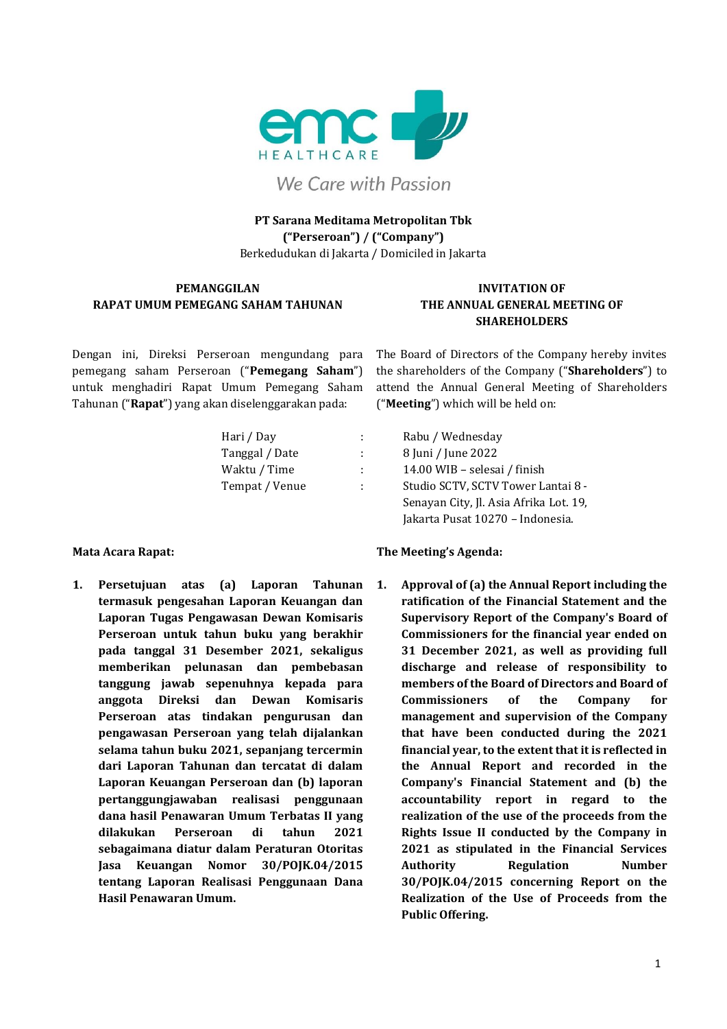emc HEALTHCARE

*We Care with Passion*

**PT Sarana Meditama Metropolitan Tbk**
**("Perseroan") / ("Company")**
Berkedudukan di Jakarta / Domiciled in Jakarta

## PEMANGGILAN RAPAT UMUM PEMEGANG SAHAM TAHUNAN

Dengan ini, Direksi Perseroan mengundang para pemegang saham Perseroan ("**Pemegang Saham**") untuk menghadiri Rapat Umum Pemegang Saham Tahunan ("**Rapat**") yang akan diselenggarakan pada:

## INVITATION OF THE ANNUAL GENERAL MEETING OF SHAREHOLDERS

The Board of Directors of the Company hereby invites the shareholders of the Company ("**Shareholders**") to attend the Annual General Meeting of Shareholders ("**Meeting**") which will be held on:

| | | |
|---|---|---|
| Hari / Day | : | Rabu / Wednesday |
| Tanggal / Date | : | 8 Juni / June 2022 |
| Waktu / Time | : | 14.00 WIB – selesai / finish |
| Tempat / Venue | : | Studio SCTV, SCTV Tower Lantai 8 - Senayan City, Jl. Asia Afrika Lot. 19, Jakarta Pusat 10270 – Indonesia. |

**Mata Acara Rapat:**

1. **Persetujuan atas (a) Laporan Tahunan termasuk pengesahan Laporan Keuangan dan Laporan Tugas Pengawasan Dewan Komisaris Perseroan untuk tahun buku yang berakhir pada tanggal 31 Desember 2021, sekaligus memberikan pelunasan dan pembebasan tanggung jawab sepenuhnya kepada para anggota Direksi dan Dewan Komisaris Perseroan atas tindakan pengurusan dan pengawasan Perseroan yang telah dijalankan selama tahun buku 2021, sepanjang tercermin dari Laporan Tahunan dan tercatat di dalam Laporan Keuangan Perseroan dan (b) laporan pertanggungjawaban realisasi penggunaan dana hasil Penawaran Umum Terbatas II yang dilakukan Perseroan di tahun 2021 sebagaimana diatur dalam Peraturan Otoritas Jasa Keuangan Nomor 30/POJK.04/2015 tentang Laporan Realisasi Penggunaan Dana Hasil Penawaran Umum.**

**The Meeting's Agenda:**

1. **Approval of (a) the Annual Report including the ratification of the Financial Statement and the Supervisory Report of the Company's Board of Commissioners for the financial year ended on 31 December 2021, as well as providing full discharge and release of responsibility to members of the Board of Directors and Board of Commissioners of the Company for management and supervision of the Company that have been conducted during the 2021 financial year, to the extent that it is reflected in the Annual Report and recorded in the Company's Financial Statement and (b) the accountability report in regard to the realization of the use of the proceeds from the Rights Issue II conducted by the Company in 2021 as stipulated in the Financial Services Authority Regulation Number 30/POJK.04/2015 concerning Report on the Realization of the Use of Proceeds from the Public Offering.**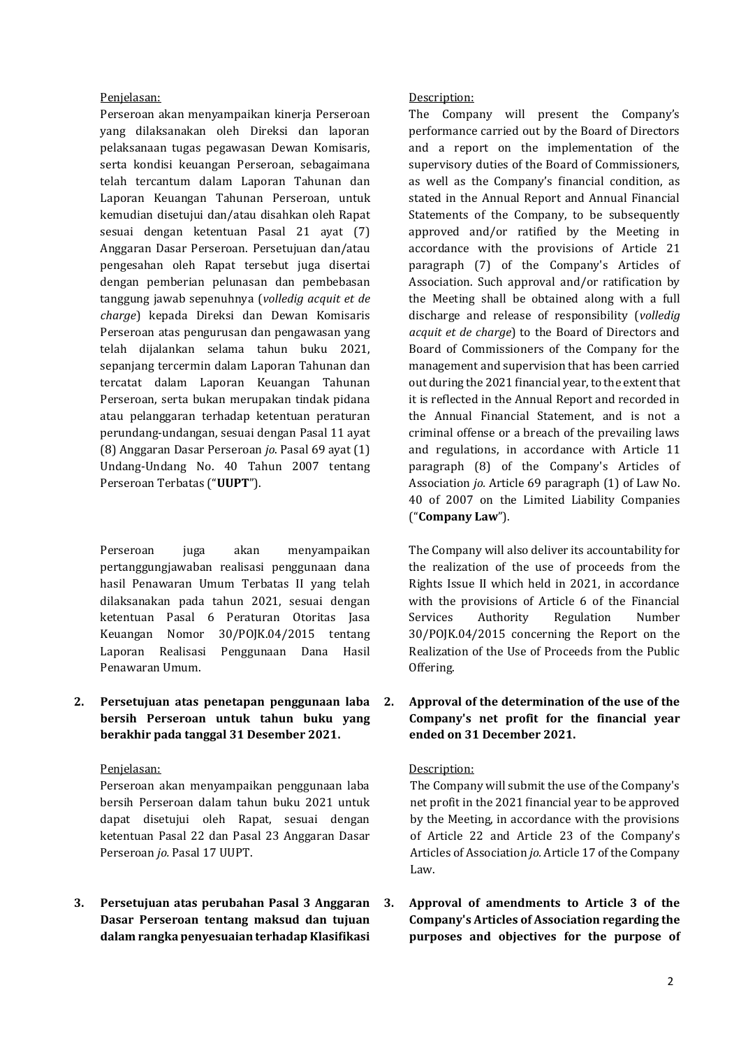Penjelasan:

Perseroan akan menyampaikan kinerja Perseroan yang dilaksanakan oleh Direksi dan laporan pelaksanaan tugas pegawasan Dewan Komisaris, serta kondisi keuangan Perseroan, sebagaimana telah tercantum dalam Laporan Tahunan dan Laporan Keuangan Tahunan Perseroan, untuk kemudian disetujui dan/atau disahkan oleh Rapat sesuai dengan ketentuan Pasal 21 ayat (7) Anggaran Dasar Perseroan. Persetujuan dan/atau pengesahan oleh Rapat tersebut juga disertai dengan pemberian pelunasan dan pembebasan tanggung jawab sepenuhnya (*volledig acquit et de charge*) kepada Direksi dan Dewan Komisaris Perseroan atas pengurusan dan pengawasan yang telah dijalankan selama tahun buku 2021, sepanjang tercermin dalam Laporan Tahunan dan tercatat dalam Laporan Keuangan Tahunan Perseroan, serta bukan merupakan tindak pidana atau pelanggaran terhadap ketentuan peraturan perundang-undangan, sesuai dengan Pasal 11 ayat (8) Anggaran Dasar Perseroan *jo*. Pasal 69 ayat (1) Undang-Undang No. 40 Tahun 2007 tentang Perseroan Terbatas ("**UUPT**").

Perseroan juga akan menyampaikan pertanggungjawaban realisasi penggunaan dana hasil Penawaran Umum Terbatas II yang telah dilaksanakan pada tahun 2021, sesuai dengan ketentuan Pasal 6 Peraturan Otoritas Jasa Keuangan Nomor 30/POJK.04/2015 tentang Laporan Realisasi Penggunaan Dana Hasil Penawaran Umum.

Description:

The Company will present the Company's performance carried out by the Board of Directors and a report on the implementation of the supervisory duties of the Board of Commissioners, as well as the Company's financial condition, as stated in the Annual Report and Annual Financial Statements of the Company, to be subsequently approved and/or ratified by the Meeting in accordance with the provisions of Article 21 paragraph (7) of the Company's Articles of Association. Such approval and/or ratification by the Meeting shall be obtained along with a full discharge and release of responsibility (*volledig acquit et de charge*) to the Board of Directors and Board of Commissioners of the Company for the management and supervision that has been carried out during the 2021 financial year, to the extent that it is reflected in the Annual Report and recorded in the Annual Financial Statement, and is not a criminal offense or a breach of the prevailing laws and regulations, in accordance with Article 11 paragraph (8) of the Company's Articles of Association *jo.* Article 69 paragraph (1) of Law No. 40 of 2007 on the Limited Liability Companies ("**Company Law**").

The Company will also deliver its accountability for the realization of the use of proceeds from the Rights Issue II which held in 2021, in accordance with the provisions of Article 6 of the Financial Services Authority Regulation Number 30/POJK.04/2015 concerning the Report on the Realization of the Use of Proceeds from the Public Offering.

**2. Persetujuan atas penetapan penggunaan laba bersih Perseroan untuk tahun buku yang berakhir pada tanggal 31 Desember 2021.**

Penjelasan:

Perseroan akan menyampaikan penggunaan laba bersih Perseroan dalam tahun buku 2021 untuk dapat disetujui oleh Rapat, sesuai dengan ketentuan Pasal 22 dan Pasal 23 Anggaran Dasar Perseroan *jo.* Pasal 17 UUPT.

**2. Approval of the determination of the use of the Company's net profit for the financial year ended on 31 December 2021.**

Description:

The Company will submit the use of the Company's net profit in the 2021 financial year to be approved by the Meeting, in accordance with the provisions of Article 22 and Article 23 of the Company's Articles of Association *jo.* Article 17 of the Company Law.

**3. Persetujuan atas perubahan Pasal 3 Anggaran Dasar Perseroan tentang maksud dan tujuan dalam rangka penyesuaian terhadap Klasifikasi**

**3. Approval of amendments to Article 3 of the Company's Articles of Association regarding the purposes and objectives for the purpose of**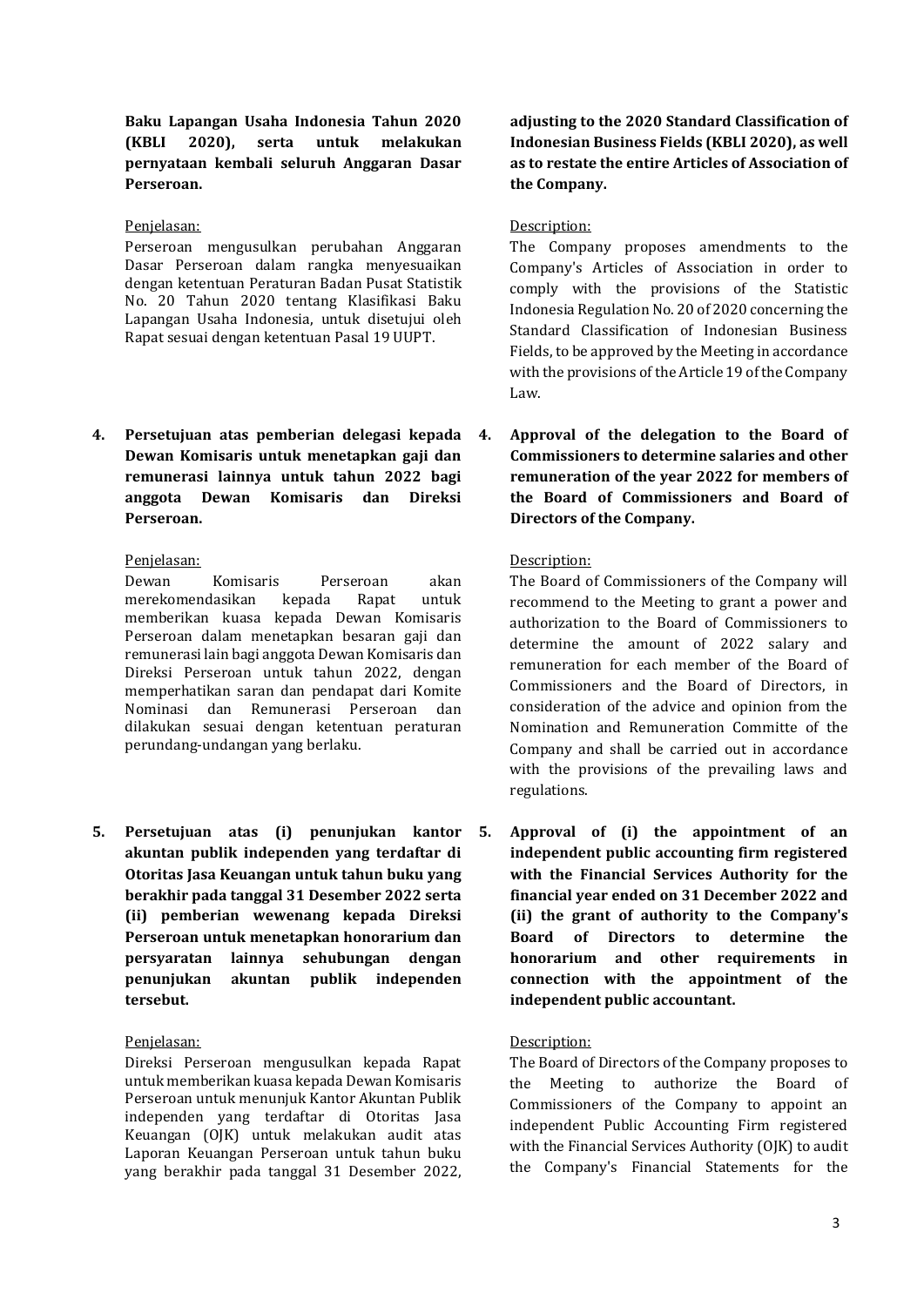**Baku Lapangan Usaha Indonesia Tahun 2020 (KBLI 2020), serta untuk melakukan pernyataan kembali seluruh Anggaran Dasar Perseroan.**

Penjelasan:

Perseroan mengusulkan perubahan Anggaran Dasar Perseroan dalam rangka menyesuaikan dengan ketentuan Peraturan Badan Pusat Statistik No. 20 Tahun 2020 tentang Klasifikasi Baku Lapangan Usaha Indonesia, untuk disetujui oleh Rapat sesuai dengan ketentuan Pasal 19 UUPT.

**adjusting to the 2020 Standard Classification of Indonesian Business Fields (KBLI 2020), as well as to restate the entire Articles of Association of the Company.**

Description:

The Company proposes amendments to the Company's Articles of Association in order to comply with the provisions of the Statistic Indonesia Regulation No. 20 of 2020 concerning the Standard Classification of Indonesian Business Fields, to be approved by the Meeting in accordance with the provisions of the Article 19 of the Company Law.

**4. Persetujuan atas pemberian delegasi kepada Dewan Komisaris untuk menetapkan gaji dan remunerasi lainnya untuk tahun 2022 bagi anggota Dewan Komisaris dan Direksi Perseroan.**

Penjelasan:

Dewan Komisaris Perseroan akan merekomendasikan kepada Rapat untuk memberikan kuasa kepada Dewan Komisaris Perseroan dalam menetapkan besaran gaji dan remunerasi lain bagi anggota Dewan Komisaris dan Direksi Perseroan untuk tahun 2022, dengan memperhatikan saran dan pendapat dari Komite Nominasi dan Remunerasi Perseroan dan dilakukan sesuai dengan ketentuan peraturan perundang-undangan yang berlaku.

**4. Approval of the delegation to the Board of Commissioners to determine salaries and other remuneration of the year 2022 for members of the Board of Commissioners and Board of Directors of the Company.**

Description:

The Board of Commissioners of the Company will recommend to the Meeting to grant a power and authorization to the Board of Commissioners to determine the amount of 2022 salary and remuneration for each member of the Board of Commissioners and the Board of Directors, in consideration of the advice and opinion from the Nomination and Remuneration Committe of the Company and shall be carried out in accordance with the provisions of the prevailing laws and regulations.

**5. Persetujuan atas (i) penunjukan kantor akuntan publik independen yang terdaftar di Otoritas Jasa Keuangan untuk tahun buku yang berakhir pada tanggal 31 Desember 2022 serta (ii) pemberian wewenang kepada Direksi Perseroan untuk menetapkan honorarium dan persyaratan lainnya sehubungan dengan penunjukan akuntan publik independen tersebut.**

Penjelasan:

Direksi Perseroan mengusulkan kepada Rapat untuk memberikan kuasa kepada Dewan Komisaris Perseroan untuk menunjuk Kantor Akuntan Publik independen yang terdaftar di Otoritas Jasa Keuangan (OJK) untuk melakukan audit atas Laporan Keuangan Perseroan untuk tahun buku yang berakhir pada tanggal 31 Desember 2022,

**5. Approval of (i) the appointment of an independent public accounting firm registered with the Financial Services Authority for the financial year ended on 31 December 2022 and (ii) the grant of authority to the Company's Board of Directors to determine the honorarium and other requirements in connection with the appointment of the independent public accountant.**

Description:

The Board of Directors of the Company proposes to the Meeting to authorize the Board of Commissioners of the Company to appoint an independent Public Accounting Firm registered with the Financial Services Authority (OJK) to audit the Company's Financial Statements for the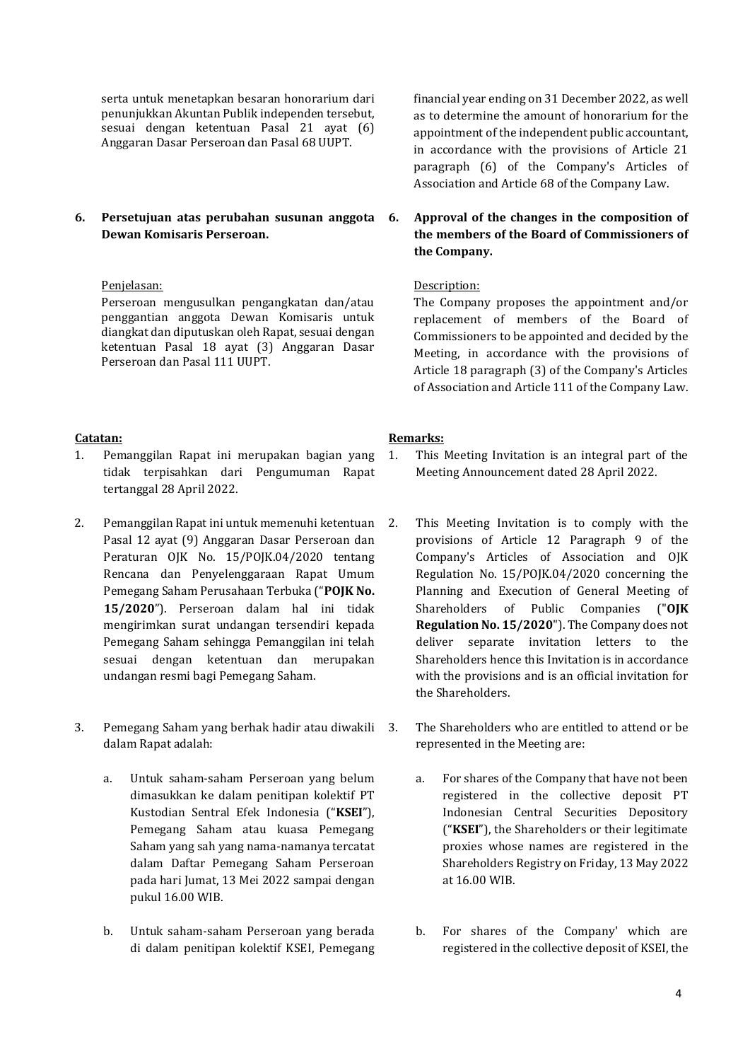serta untuk menetapkan besaran honorarium dari penunjukkan Akuntan Publik independen tersebut, sesuai dengan ketentuan Pasal 21 ayat (6) Anggaran Dasar Perseroan dan Pasal 68 UUPT.

financial year ending on 31 December 2022, as well as to determine the amount of honorarium for the appointment of the independent public accountant, in accordance with the provisions of Article 21 paragraph (6) of the Company's Articles of Association and Article 68 of the Company Law.

**6. Persetujuan atas perubahan susunan anggota Dewan Komisaris Perseroan.**

Penjelasan:

Perseroan mengusulkan pengangkatan dan/atau penggantian anggota Dewan Komisaris untuk diangkat dan diputuskan oleh Rapat, sesuai dengan ketentuan Pasal 18 ayat (3) Anggaran Dasar Perseroan dan Pasal 111 UUPT.

**6. Approval of the changes in the composition of the members of the Board of Commissioners of the Company.**

Description:

The Company proposes the appointment and/or replacement of members of the Board of Commissioners to be appointed and decided by the Meeting, in accordance with the provisions of Article 18 paragraph (3) of the Company's Articles of Association and Article 111 of the Company Law.

**Catatan:**

1. Pemanggilan Rapat ini merupakan bagian yang tidak terpisahkan dari Pengumuman Rapat tertanggal 28 April 2022.

2. Pemanggilan Rapat ini untuk memenuhi ketentuan Pasal 12 ayat (9) Anggaran Dasar Perseroan dan Peraturan OJK No. 15/POJK.04/2020 tentang Rencana dan Penyelenggaraan Rapat Umum Pemegang Saham Perusahaan Terbuka ("**POJK No. 15/2020**"). Perseroan dalam hal ini tidak mengirimkan surat undangan tersendiri kepada Pemegang Saham sehingga Pemanggilan ini telah sesuai dengan ketentuan dan merupakan undangan resmi bagi Pemegang Saham.

3. Pemegang Saham yang berhak hadir atau diwakili dalam Rapat adalah:

   a. Untuk saham-saham Perseroan yang belum dimasukkan ke dalam penitipan kolektif PT Kustodian Sentral Efek Indonesia ("**KSEI**"), Pemegang Saham atau kuasa Pemegang Saham yang sah yang nama-namanya tercatat dalam Daftar Pemegang Saham Perseroan pada hari Jumat, 13 Mei 2022 sampai dengan pukul 16.00 WIB.

   b. Untuk saham-saham Perseroan yang berada di dalam penitipan kolektif KSEI, Pemegang

**Remarks:**

1. This Meeting Invitation is an integral part of the Meeting Announcement dated 28 April 2022.

2. This Meeting Invitation is to comply with the provisions of Article 12 Paragraph 9 of the Company's Articles of Association and OJK Regulation No. 15/POJK.04/2020 concerning the Planning and Execution of General Meeting of Shareholders of Public Companies ("**OJK Regulation No. 15/2020**"). The Company does not deliver separate invitation letters to the Shareholders hence this Invitation is in accordance with the provisions and is an official invitation for the Shareholders.

3. The Shareholders who are entitled to attend or be represented in the Meeting are:

   a. For shares of the Company that have not been registered in the collective deposit PT Indonesian Central Securities Depository ("**KSEI**"), the Shareholders or their legitimate proxies whose names are registered in the Shareholders Registry on Friday, 13 May 2022 at 16.00 WIB.

   b. For shares of the Company' which are registered in the collective deposit of KSEI, the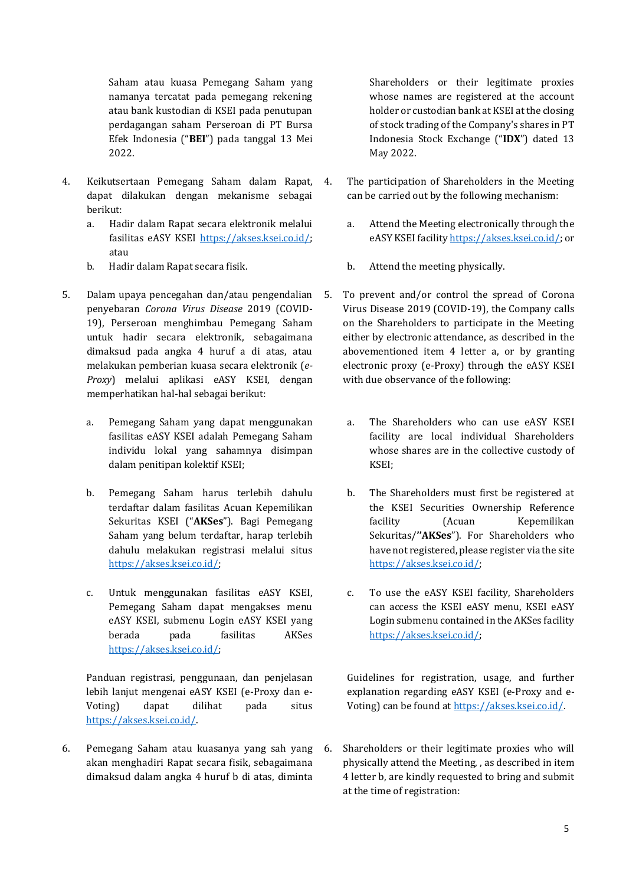Saham atau kuasa Pemegang Saham yang namanya tercatat pada pemegang rekening atau bank kustodian di KSEI pada penutupan perdagangan saham Perseroan di PT Bursa Efek Indonesia ("**BEI**") pada tanggal 13 Mei 2022.

Shareholders or their legitimate proxies whose names are registered at the account holder or custodian bank at KSEI at the closing of stock trading of the Company's shares in PT Indonesia Stock Exchange ("**IDX**") dated 13 May 2022.

4. Keikutsertaan Pemegang Saham dalam Rapat, dapat dilakukan dengan mekanisme sebagai berikut:
   a. Hadir dalam Rapat secara elektronik melalui fasilitas eASY KSEI https://akses.ksei.co.id/; atau
   b. Hadir dalam Rapat secara fisik.

4. The participation of Shareholders in the Meeting can be carried out by the following mechanism:
   a. Attend the Meeting electronically through the eASY KSEI facility https://akses.ksei.co.id/; or
   b. Attend the meeting physically.

5. Dalam upaya pencegahan dan/atau pengendalian penyebaran *Corona Virus Disease* 2019 (COVID-19), Perseroan menghimbau Pemegang Saham untuk hadir secara elektronik, sebagaimana dimaksud pada angka 4 huruf a di atas, atau melakukan pemberian kuasa secara elektronik (*e-Proxy*) melalui aplikasi eASY KSEI, dengan memperhatikan hal-hal sebagai berikut:
   a. Pemegang Saham yang dapat menggunakan fasilitas eASY KSEI adalah Pemegang Saham individu lokal yang sahamnya disimpan dalam penitipan kolektif KSEI;
   b. Pemegang Saham harus terlebih dahulu terdaftar dalam fasilitas Acuan Kepemilikan Sekuritas KSEI ("**AKSes**"). Bagi Pemegang Saham yang belum terdaftar, harap terlebih dahulu melakukan registrasi melalui situs https://akses.ksei.co.id/;
   c. Untuk menggunakan fasilitas eASY KSEI, Pemegang Saham dapat mengakses menu eASY KSEI, submenu Login eASY KSEI yang berada pada fasilitas AKSes https://akses.ksei.co.id/;

   Panduan registrasi, penggunaan, dan penjelasan lebih lanjut mengenai eASY KSEI (e-Proxy dan e-Voting) dapat dilihat pada situs https://akses.ksei.co.id/.

5. To prevent and/or control the spread of Corona Virus Disease 2019 (COVID-19), the Company calls on the Shareholders to participate in the Meeting either by electronic attendance, as described in the abovementioned item 4 letter a, or by granting electronic proxy (e-Proxy) through the eASY KSEI with due observance of the following:
   a. The Shareholders who can use eASY KSEI facility are local individual Shareholders whose shares are in the collective custody of KSEI;
   b. The Shareholders must first be registered at the KSEI Securities Ownership Reference facility (Acuan Kepemilikan Sekuritas/"**AKSes**"). For Shareholders who have not registered, please register via the site https://akses.ksei.co.id/;
   c. To use the eASY KSEI facility, Shareholders can access the KSEI eASY menu, KSEI eASY Login submenu contained in the AKSes facility https://akses.ksei.co.id/;

   Guidelines for registration, usage, and further explanation regarding eASY KSEI (e-Proxy and e-Voting) can be found at https://akses.ksei.co.id/.

6. Pemegang Saham atau kuasanya yang sah yang akan menghadiri Rapat secara fisik, sebagaimana dimaksud dalam angka 4 huruf b di atas, diminta

6. Shareholders or their legitimate proxies who will physically attend the Meeting, , as described in item 4 letter b, are kindly requested to bring and submit at the time of registration: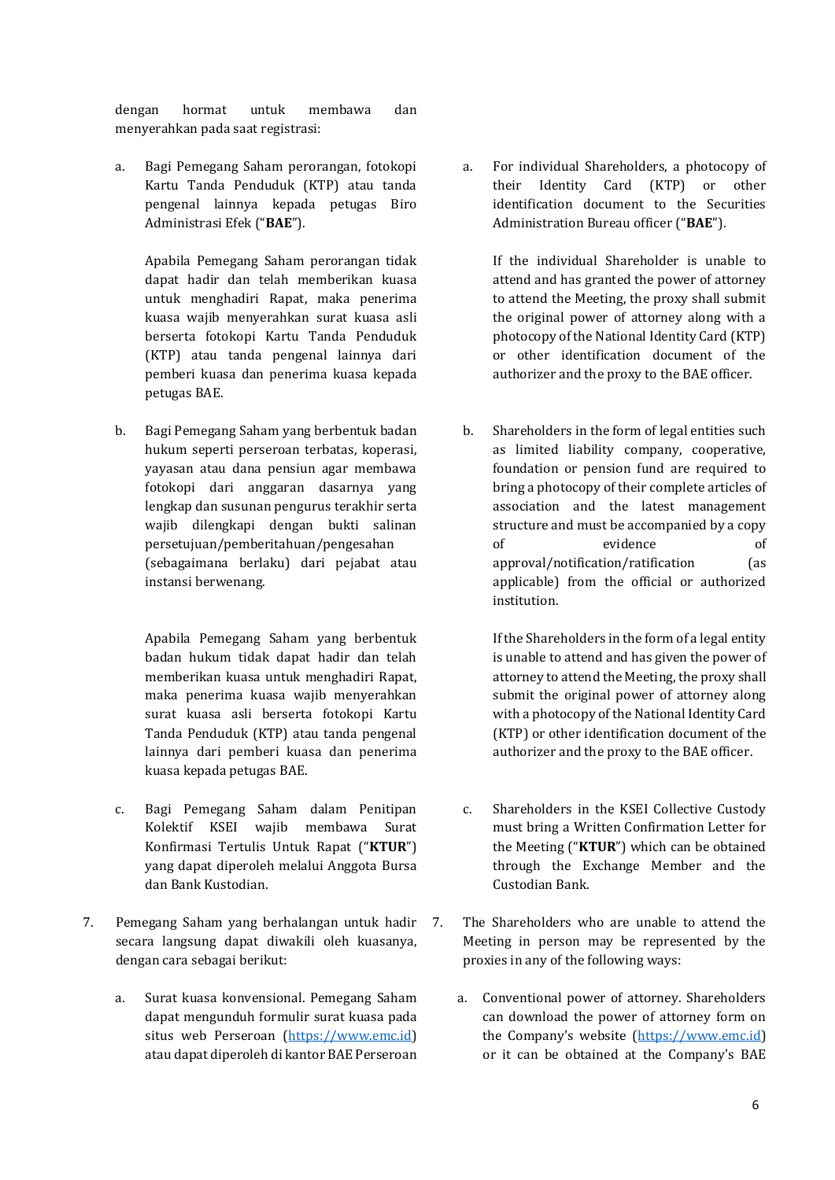dengan hormat untuk membawa dan menyerahkan pada saat registrasi:

a. Bagi Pemegang Saham perorangan, fotokopi Kartu Tanda Penduduk (KTP) atau tanda pengenal lainnya kepada petugas Biro Administrasi Efek ("**BAE**").

   Apabila Pemegang Saham perorangan tidak dapat hadir dan telah memberikan kuasa untuk menghadiri Rapat, maka penerima kuasa wajib menyerahkan surat kuasa asli berserta fotokopi Kartu Tanda Penduduk (KTP) atau tanda pengenal lainnya dari pemberi kuasa dan penerima kuasa kepada petugas BAE.

b. Bagi Pemegang Saham yang berbentuk badan hukum seperti perseroan terbatas, koperasi, yayasan atau dana pensiun agar membawa fotokopi dari anggaran dasarnya yang lengkap dan susunan pengurus terakhir serta wajib dilengkapi dengan bukti salinan persetujuan/pemberitahuan/pengesahan (sebagaimana berlaku) dari pejabat atau instansi berwenang.

   Apabila Pemegang Saham yang berbentuk badan hukum tidak dapat hadir dan telah memberikan kuasa untuk menghadiri Rapat, maka penerima kuasa wajib menyerahkan surat kuasa asli berserta fotokopi Kartu Tanda Penduduk (KTP) atau tanda pengenal lainnya dari pemberi kuasa dan penerima kuasa kepada petugas BAE.

c. Bagi Pemegang Saham dalam Penitipan Kolektif KSEI wajib membawa Surat Konfirmasi Tertulis Untuk Rapat ("**KTUR**") yang dapat diperoleh melalui Anggota Bursa dan Bank Kustodian.

7. Pemegang Saham yang berhalangan untuk hadir secara langsung dapat diwakili oleh kuasanya, dengan cara sebagai berikut:

   a. Surat kuasa konvensional. Pemegang Saham dapat mengunduh formulir surat kuasa pada situs web Perseroan (https://www.emc.id) atau dapat diperoleh di kantor BAE Perseroan

---

a. For individual Shareholders, a photocopy of their Identity Card (KTP) or other identification document to the Securities Administration Bureau officer ("**BAE**").

   If the individual Shareholder is unable to attend and has granted the power of attorney to attend the Meeting, the proxy shall submit the original power of attorney along with a photocopy of the National Identity Card (KTP) or other identification document of the authorizer and the proxy to the BAE officer.

b. Shareholders in the form of legal entities such as limited liability company, cooperative, foundation or pension fund are required to bring a photocopy of their complete articles of association and the latest management structure and must be accompanied by a copy of evidence of approval/notification/ratification (as applicable) from the official or authorized institution.

   If the Shareholders in the form of a legal entity is unable to attend and has given the power of attorney to attend the Meeting, the proxy shall submit the original power of attorney along with a photocopy of the National Identity Card (KTP) or other identification document of the authorizer and the proxy to the BAE officer.

c. Shareholders in the KSEI Collective Custody must bring a Written Confirmation Letter for the Meeting ("**KTUR**") which can be obtained through the Exchange Member and the Custodian Bank.

7. The Shareholders who are unable to attend the Meeting in person may be represented by the proxies in any of the following ways:

   a. Conventional power of attorney. Shareholders can download the power of attorney form on the Company's website (https://www.emc.id) or it can be obtained at the Company's BAE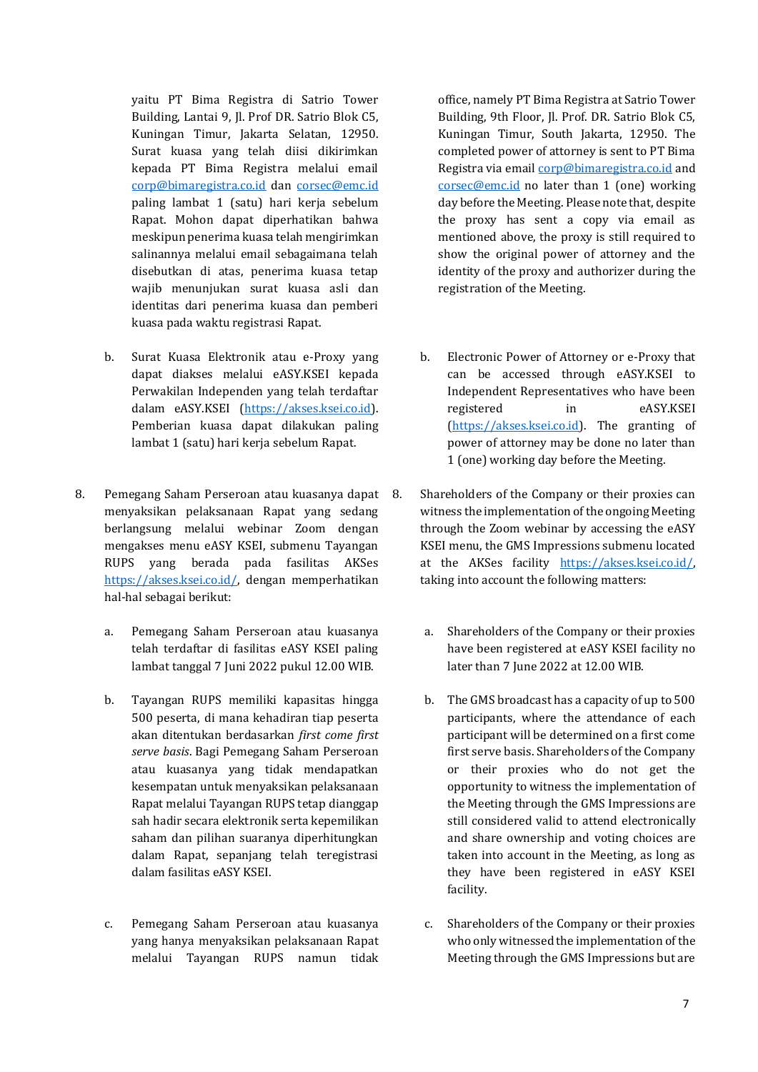yaitu PT Bima Registra di Satrio Tower Building, Lantai 9, Jl. Prof DR. Satrio Blok C5, Kuningan Timur, Jakarta Selatan, 12950. Surat kuasa yang telah diisi dikirimkan kepada PT Bima Registra melalui email corp@bimaregistra.co.id dan corsec@emc.id paling lambat 1 (satu) hari kerja sebelum Rapat. Mohon dapat diperhatikan bahwa meskipun penerima kuasa telah mengirimkan salinannya melalui email sebagaimana telah disebutkan di atas, penerima kuasa tetap wajib menunjukan surat kuasa asli dan identitas dari penerima kuasa dan pemberi kuasa pada waktu registrasi Rapat.

b. Surat Kuasa Elektronik atau e-Proxy yang dapat diakses melalui eASY.KSEI kepada Perwakilan Independen yang telah terdaftar dalam eASY.KSEI (https://akses.ksei.co.id). Pemberian kuasa dapat dilakukan paling lambat 1 (satu) hari kerja sebelum Rapat.

8. Pemegang Saham Perseroan atau kuasanya dapat menyaksikan pelaksanaan Rapat yang sedang berlangsung melalui webinar Zoom dengan mengakses menu eASY KSEI, submenu Tayangan RUPS yang berada pada fasilitas AKSes https://akses.ksei.co.id/, dengan memperhatikan hal-hal sebagai berikut:

   a. Pemegang Saham Perseroan atau kuasanya telah terdaftar di fasilitas eASY KSEI paling lambat tanggal 7 Juni 2022 pukul 12.00 WIB.

   b. Tayangan RUPS memiliki kapasitas hingga 500 peserta, di mana kehadiran tiap peserta akan ditentukan berdasarkan *first come first serve basis*. Bagi Pemegang Saham Perseroan atau kuasanya yang tidak mendapatkan kesempatan untuk menyaksikan pelaksanaan Rapat melalui Tayangan RUPS tetap dianggap sah hadir secara elektronik serta kepemilikan saham dan pilihan suaranya diperhitungkan dalam Rapat, sepanjang telah teregistrasi dalam fasilitas eASY KSEI.

   c. Pemegang Saham Perseroan atau kuasanya yang hanya menyaksikan pelaksanaan Rapat melalui Tayangan RUPS namun tidak

office, namely PT Bima Registra at Satrio Tower Building, 9th Floor, Jl. Prof. DR. Satrio Blok C5, Kuningan Timur, South Jakarta, 12950. The completed power of attorney is sent to PT Bima Registra via email corp@bimaregistra.co.id and corsec@emc.id no later than 1 (one) working day before the Meeting. Please note that, despite the proxy has sent a copy via email as mentioned above, the proxy is still required to show the original power of attorney and the identity of the proxy and authorizer during the registration of the Meeting.

b. Electronic Power of Attorney or e-Proxy that can be accessed through eASY.KSEI to Independent Representatives who have been registered in eASY.KSEI (https://akses.ksei.co.id). The granting of power of attorney may be done no later than 1 (one) working day before the Meeting.

8. Shareholders of the Company or their proxies can witness the implementation of the ongoing Meeting through the Zoom webinar by accessing the eASY KSEI menu, the GMS Impressions submenu located at the AKSes facility https://akses.ksei.co.id/, taking into account the following matters:

   a. Shareholders of the Company or their proxies have been registered at eASY KSEI facility no later than 7 June 2022 at 12.00 WIB.

   b. The GMS broadcast has a capacity of up to 500 participants, where the attendance of each participant will be determined on a first come first serve basis. Shareholders of the Company or their proxies who do not get the opportunity to witness the implementation of the Meeting through the GMS Impressions are still considered valid to attend electronically and share ownership and voting choices are taken into account in the Meeting, as long as they have been registered in eASY KSEI facility.

   c. Shareholders of the Company or their proxies who only witnessed the implementation of the Meeting through the GMS Impressions but are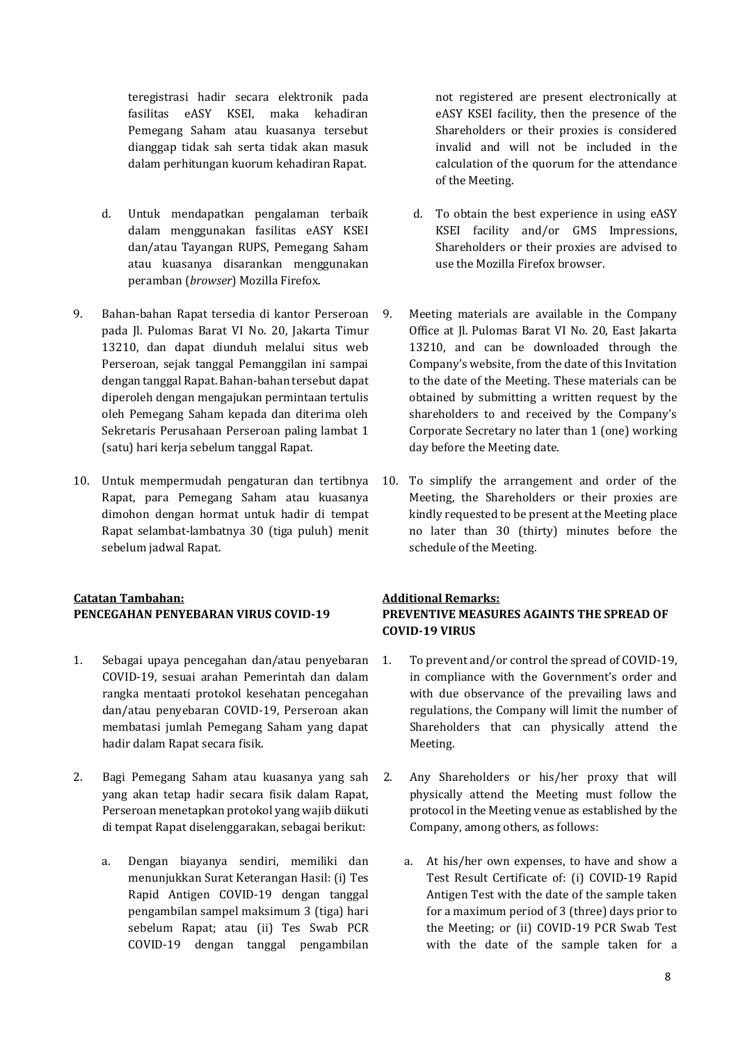teregistrasi hadir secara elektronik pada fasilitas eASY KSEI, maka kehadiran Pemegang Saham atau kuasanya tersebut dianggap tidak sah serta tidak akan masuk dalam perhitungan kuorum kehadiran Rapat.

d. Untuk mendapatkan pengalaman terbaik dalam menggunakan fasilitas eASY KSEI dan/atau Tayangan RUPS, Pemegang Saham atau kuasanya disarankan menggunakan peramban (*browser*) Mozilla Firefox.

9. Bahan-bahan Rapat tersedia di kantor Perseroan pada Jl. Pulomas Barat VI No. 20, Jakarta Timur 13210, dan dapat diunduh melalui situs web Perseroan, sejak tanggal Pemanggilan ini sampai dengan tanggal Rapat. Bahan-bahan tersebut dapat diperoleh dengan mengajukan permintaan tertulis oleh Pemegang Saham kepada dan diterima oleh Sekretaris Perusahaan Perseroan paling lambat 1 (satu) hari kerja sebelum tanggal Rapat.

10. Untuk mempermudah pengaturan dan tertibnya Rapat, para Pemegang Saham atau kuasanya dimohon dengan hormat untuk hadir di tempat Rapat selambat-lambatnya 30 (tiga puluh) menit sebelum jadwal Rapat.

**Catatan Tambahan:**
**PENCEGAHAN PENYEBARAN VIRUS COVID-19**

1. Sebagai upaya pencegahan dan/atau penyebaran COVID-19, sesuai arahan Pemerintah dan dalam rangka mentaati protokol kesehatan pencegahan dan/atau penyebaran COVID-19, Perseroan akan membatasi jumlah Pemegang Saham yang dapat hadir dalam Rapat secara fisik.

2. Bagi Pemegang Saham atau kuasanya yang sah yang akan tetap hadir secara fisik dalam Rapat, Perseroan menetapkan protokol yang wajib diikuti di tempat Rapat diselenggarakan, sebagai berikut:

   a. Dengan biayanya sendiri, memiliki dan menunjukkan Surat Keterangan Hasil: (i) Tes Rapid Antigen COVID-19 dengan tanggal pengambilan sampel maksimum 3 (tiga) hari sebelum Rapat; atau (ii) Tes Swab PCR COVID-19 dengan tanggal pengambilan

not registered are present electronically at eASY KSEI facility, then the presence of the Shareholders or their proxies is considered invalid and will not be included in the calculation of the quorum for the attendance of the Meeting.

d. To obtain the best experience in using eASY KSEI facility and/or GMS Impressions, Shareholders or their proxies are advised to use the Mozilla Firefox browser.

9. Meeting materials are available in the Company Office at Jl. Pulomas Barat VI No. 20, East Jakarta 13210, and can be downloaded through the Company's website, from the date of this Invitation to the date of the Meeting. These materials can be obtained by submitting a written request by the shareholders to and received by the Company's Corporate Secretary no later than 1 (one) working day before the Meeting date.

10. To simplify the arrangement and order of the Meeting, the Shareholders or their proxies are kindly requested to be present at the Meeting place no later than 30 (thirty) minutes before the schedule of the Meeting.

**Additional Remarks:**
**PREVENTIVE MEASURES AGAINTS THE SPREAD OF COVID-19 VIRUS**

1. To prevent and/or control the spread of COVID-19, in compliance with the Government's order and with due observance of the prevailing laws and regulations, the Company will limit the number of Shareholders that can physically attend the Meeting.

2. Any Shareholders or his/her proxy that will physically attend the Meeting must follow the protocol in the Meeting venue as established by the Company, among others, as follows:

   a. At his/her own expenses, to have and show a Test Result Certificate of: (i) COVID-19 Rapid Antigen Test with the date of the sample taken for a maximum period of 3 (three) days prior to the Meeting; or (ii) COVID-19 PCR Swab Test with the date of the sample taken for a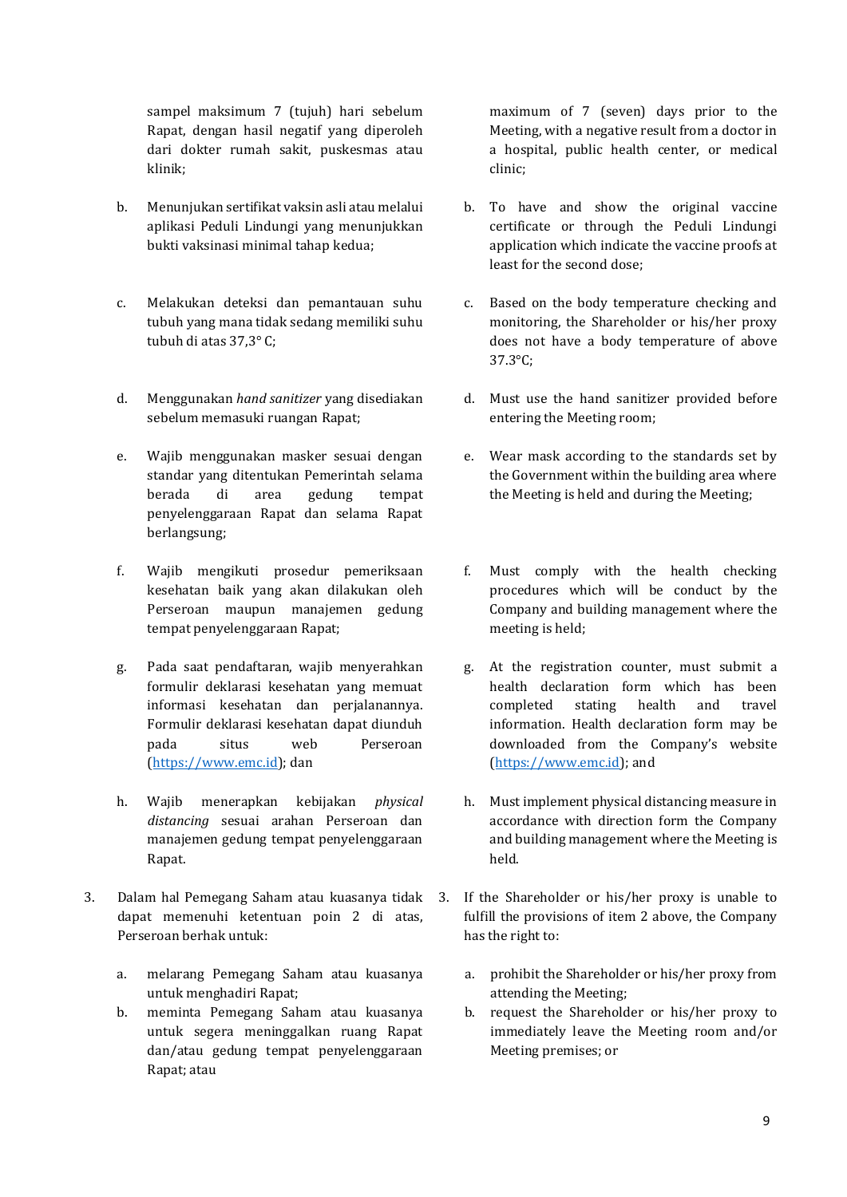sampel maksimum 7 (tujuh) hari sebelum Rapat, dengan hasil negatif yang diperoleh dari dokter rumah sakit, puskesmas atau klinik;

b. Menunjukan sertifikat vaksin asli atau melalui aplikasi Peduli Lindungi yang menunjukkan bukti vaksinasi minimal tahap kedua;

c. Melakukan deteksi dan pemantauan suhu tubuh yang mana tidak sedang memiliki suhu tubuh di atas 37,3° C;

d. Menggunakan *hand sanitizer* yang disediakan sebelum memasuki ruangan Rapat;

e. Wajib menggunakan masker sesuai dengan standar yang ditentukan Pemerintah selama berada di area gedung tempat penyelenggaraan Rapat dan selama Rapat berlangsung;

f. Wajib mengikuti prosedur pemeriksaan kesehatan baik yang akan dilakukan oleh Perseroan maupun manajemen gedung tempat penyelenggaraan Rapat;

g. Pada saat pendaftaran, wajib menyerahkan formulir deklarasi kesehatan yang memuat informasi kesehatan dan perjalanannya. Formulir deklarasi kesehatan dapat diunduh pada situs web Perseroan (https://www.emc.id); dan

h. Wajib menerapkan kebijakan *physical distancing* sesuai arahan Perseroan dan manajemen gedung tempat penyelenggaraan Rapat.

3. Dalam hal Pemegang Saham atau kuasanya tidak dapat memenuhi ketentuan poin 2 di atas, Perseroan berhak untuk:

   a. melarang Pemegang Saham atau kuasanya untuk menghadiri Rapat;
   b. meminta Pemegang Saham atau kuasanya untuk segera meninggalkan ruang Rapat dan/atau gedung tempat penyelenggaraan Rapat; atau

maximum of 7 (seven) days prior to the Meeting, with a negative result from a doctor in a hospital, public health center, or medical clinic;

b. To have and show the original vaccine certificate or through the Peduli Lindungi application which indicate the vaccine proofs at least for the second dose;

c. Based on the body temperature checking and monitoring, the Shareholder or his/her proxy does not have a body temperature of above 37.3°C;

d. Must use the hand sanitizer provided before entering the Meeting room;

e. Wear mask according to the standards set by the Government within the building area where the Meeting is held and during the Meeting;

f. Must comply with the health checking procedures which will be conduct by the Company and building management where the meeting is held;

g. At the registration counter, must submit a health declaration form which has been completed stating health and travel information. Health declaration form may be downloaded from the Company's website (https://www.emc.id); and

h. Must implement physical distancing measure in accordance with direction form the Company and building management where the Meeting is held.

3. If the Shareholder or his/her proxy is unable to fulfill the provisions of item 2 above, the Company has the right to:

   a. prohibit the Shareholder or his/her proxy from attending the Meeting;
   b. request the Shareholder or his/her proxy to immediately leave the Meeting room and/or Meeting premises; or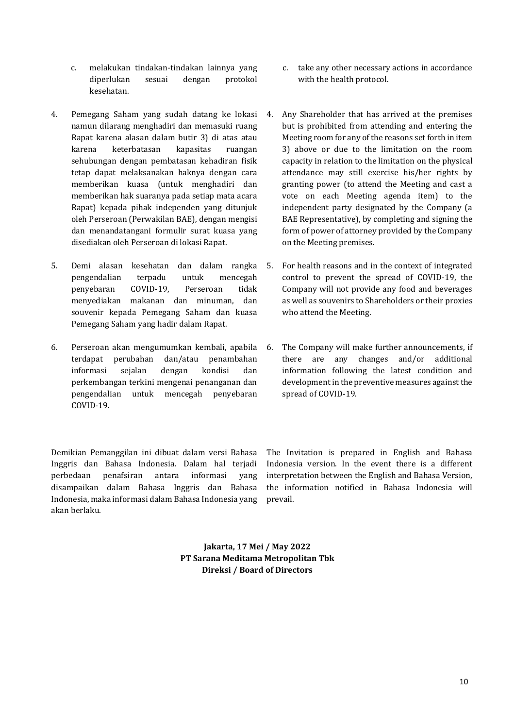c. melakukan tindakan-tindakan lainnya yang diperlukan sesuai dengan protokol kesehatan.

4. Pemegang Saham yang sudah datang ke lokasi namun dilarang menghadiri dan memasuki ruang Rapat karena alasan dalam butir 3) di atas atau karena keterbatasan kapasitas ruangan sehubungan dengan pembatasan kehadiran fisik tetap dapat melaksanakan haknya dengan cara memberikan kuasa (untuk menghadiri dan memberikan hak suaranya pada setiap mata acara Rapat) kepada pihak independen yang ditunjuk oleh Perseroan (Perwakilan BAE), dengan mengisi dan menandatangani formulir surat kuasa yang disediakan oleh Perseroan di lokasi Rapat.

5. Demi alasan kesehatan dan dalam rangka pengendalian terpadu untuk mencegah penyebaran COVID-19, Perseroan tidak menyediakan makanan dan minuman, dan souvenir kepada Pemegang Saham dan kuasa Pemegang Saham yang hadir dalam Rapat.

6. Perseroan akan mengumumkan kembali, apabila terdapat perubahan dan/atau penambahan informasi sejalan dengan kondisi dan perkembangan terkini mengenai penanganan dan pengendalian untuk mencegah penyebaran COVID-19.

Demikian Pemanggilan ini dibuat dalam versi Bahasa Inggris dan Bahasa Indonesia. Dalam hal terjadi perbedaan penafsiran antara informasi yang disampaikan dalam Bahasa Inggris dan Bahasa Indonesia, maka informasi dalam Bahasa Indonesia yang akan berlaku.

c. take any other necessary actions in accordance with the health protocol.

4. Any Shareholder that has arrived at the premises but is prohibited from attending and entering the Meeting room for any of the reasons set forth in item 3) above or due to the limitation on the room capacity in relation to the limitation on the physical attendance may still exercise his/her rights by granting power (to attend the Meeting and cast a vote on each Meeting agenda item) to the independent party designated by the Company (a BAE Representative), by completing and signing the form of power of attorney provided by the Company on the Meeting premises.

5. For health reasons and in the context of integrated control to prevent the spread of COVID-19, the Company will not provide any food and beverages as well as souvenirs to Shareholders or their proxies who attend the Meeting.

6. The Company will make further announcements, if there are any changes and/or additional information following the latest condition and development in the preventive measures against the spread of COVID-19.

The Invitation is prepared in English and Bahasa Indonesia version. In the event there is a different interpretation between the English and Bahasa Version, the information notified in Bahasa Indonesia will prevail.

**Jakarta, 17 Mei / May 2022**
**PT Sarana Meditama Metropolitan Tbk**
**Direksi / Board of Directors**